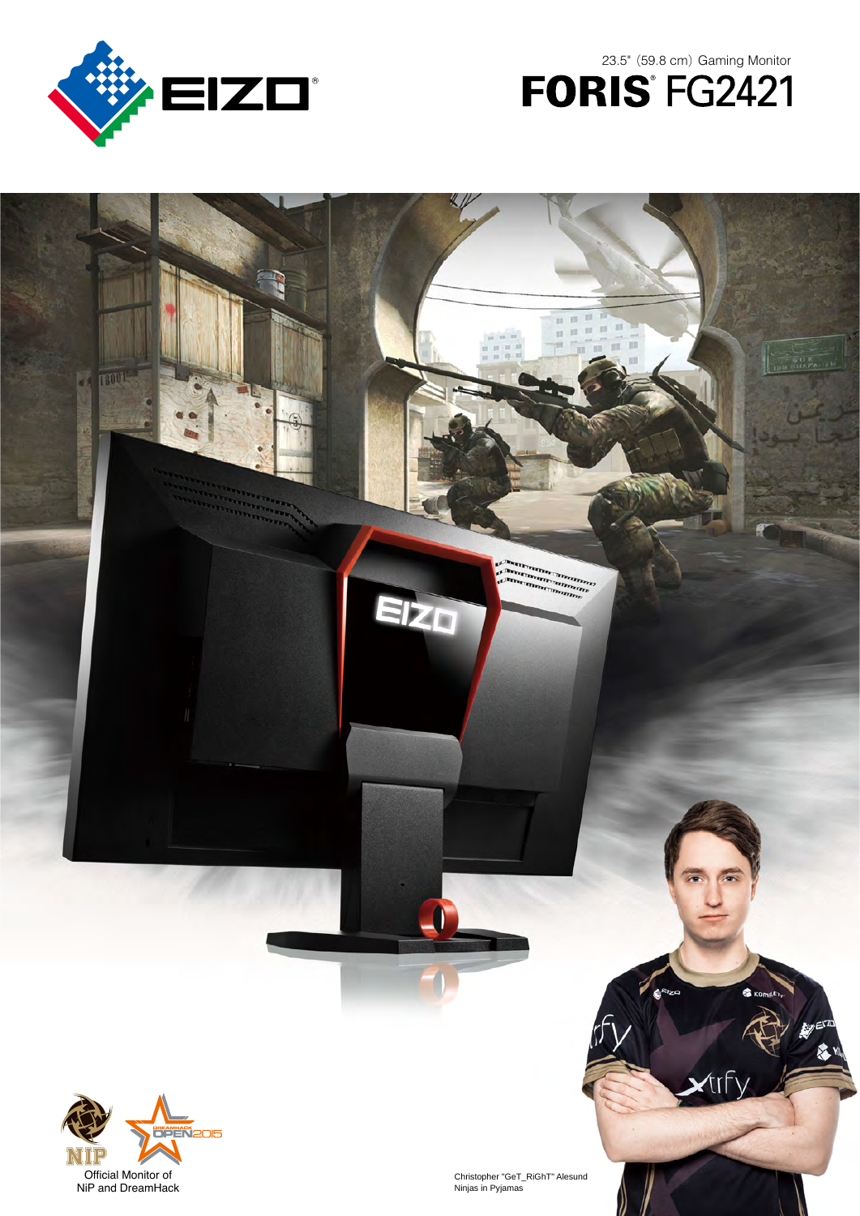23.5" (59.8 cm) Gaming Monitor

# FORIS® FG2421

Official Monitor of NiP and DreamHack

Christopher "GeT_RiGhT" Alesund
Ninjas in Pyjamas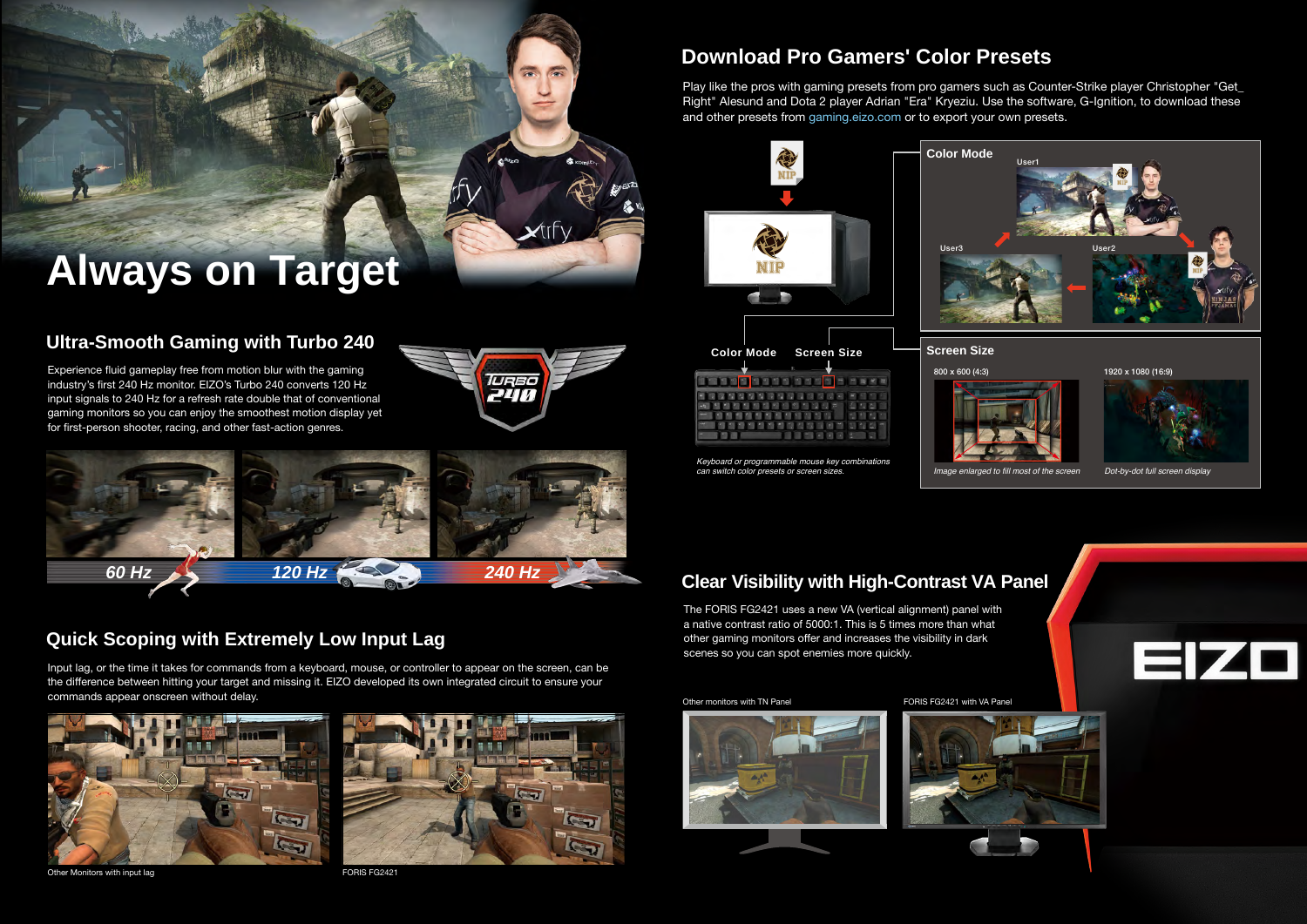# Always on Target

## Ultra-Smooth Gaming with Turbo 240

Experience fluid gameplay free from motion blur with the gaming industry's first 240 Hz monitor. EIZO's Turbo 240 converts 120 Hz input signals to 240 Hz for a refresh rate double that of conventional gaming monitors so you can enjoy the smoothest motion display yet for first-person shooter, racing, and other fast-action genres.

60 Hz | 120 Hz | 240 Hz

## Quick Scoping with Extremely Low Input Lag

Input lag, or the time it takes for commands from a keyboard, mouse, or controller to appear on the screen, can be the difference between hitting your target and missing it. EIZO developed its own integrated circuit to ensure your commands appear onscreen without delay.

Other Monitors with input lag

FORIS FG2421

## Download Pro Gamers' Color Presets

Play like the pros with gaming presets from pro gamers such as Counter-Strike player Christopher "Get_Right" Alesund and Dota 2 player Adrian "Era" Kryeziu. Use the software, G-Ignition, to download these and other presets from gaming.eizo.com or to export your own presets.

**Color Mode**

User1 | User2 | User3

**Color Mode** | **Screen Size**

*Keyboard or programmable mouse key combinations can switch color presets or screen sizes.*

**Screen Size**

800 x 600 (4:3) — *Image enlarged to fill most of the screen*

1920 x 1080 (16:9) — *Dot-by-dot full screen display*

## Clear Visibility with High-Contrast VA Panel

The FORIS FG2421 uses a new VA (vertical alignment) panel with a native contrast ratio of 5000:1. This is 5 times more than what other gaming monitors offer and increases the visibility in dark scenes so you can spot enemies more quickly.

Other monitors with TN Panel

FORIS FG2421 with VA Panel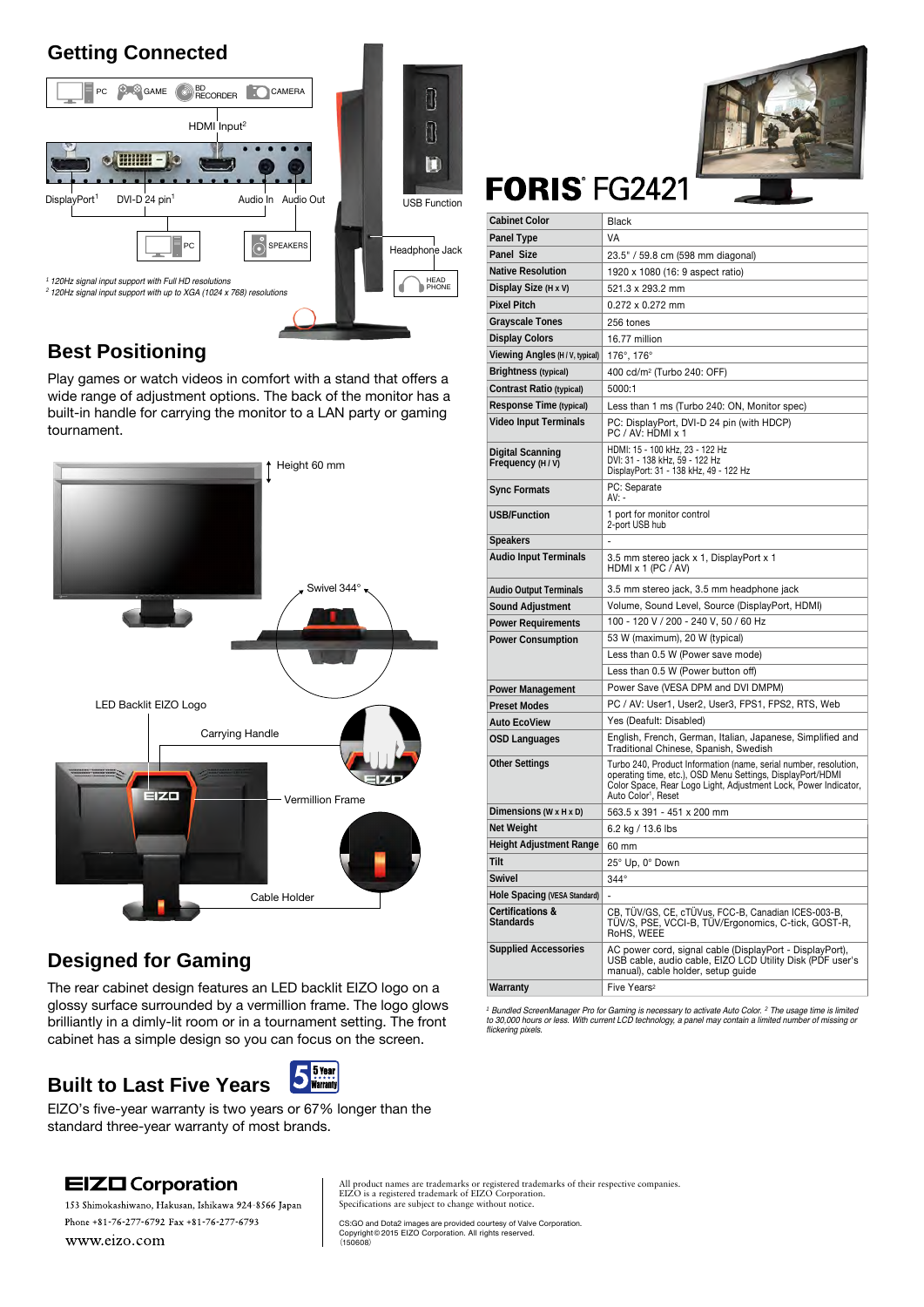## Getting Connected

PC | GAME | BD RECORDER | CAMERA

HDMI Input[2]

DisplayPort[1] | DVI-D 24 pin[1] | Audio In | Audio Out

PC | SPEAKERS

USB Function

Headphone Jack

HEAD PHONE

[1] 120Hz signal input support with Full HD resolutions
[2] 120Hz signal input support with up to XGA (1024 x 768) resolutions

## Best Positioning

Play games or watch videos in comfort with a stand that offers a wide range of adjustment options. The back of the monitor has a built-in handle for carrying the monitor to a LAN party or gaming tournament.

Height 60 mm

Swivel 344°

LED Backlit EIZO Logo

Carrying Handle

Vermillion Frame

Cable Holder

## Designed for Gaming

The rear cabinet design features an LED backlit EIZO logo on a glossy surface surrounded by a vermillion frame. The logo glows brilliantly in a dimly-lit room or in a tournament setting. The front cabinet has a simple design so you can focus on the screen.

## Built to Last Five Years

EIZO's five-year warranty is two years or 67% longer than the standard three-year warranty of most brands.

# FORIS FG2421

| | |
|---|---|
| **Cabinet Color** | Black |
| **Panel Type** | VA |
| **Panel Size** | 23.5" / 59.8 cm (598 mm diagonal) |
| **Native Resolution** | 1920 x 1080 (16: 9 aspect ratio) |
| **Display Size (H x V)** | 521.3 x 293.2 mm |
| **Pixel Pitch** | 0.272 x 0.272 mm |
| **Grayscale Tones** | 256 tones |
| **Display Colors** | 16.77 million |
| **Viewing Angles (H / V, typical)** | 176°, 176° |
| **Brightness (typical)** | 400 cd/m² (Turbo 240: OFF) |
| **Contrast Ratio (typical)** | 5000:1 |
| **Response Time (typical)** | Less than 1 ms (Turbo 240: ON, Monitor spec) |
| **Video Input Terminals** | PC: DisplayPort, DVI-D 24 pin (with HDCP)<br>PC / AV: HDMI x 1 |
| **Digital Scanning Frequency (H / V)** | HDMI: 15 - 100 kHz, 23 - 122 Hz<br>DVI: 31 - 138 kHz, 59 - 122 Hz<br>DisplayPort: 31 - 138 kHz, 49 - 122 Hz |
| **Sync Formats** | PC: Separate<br>AV: - |
| **USB/Function** | 1 port for monitor control<br>2-port USB hub |
| **Speakers** | - |
| **Audio Input Terminals** | 3.5 mm stereo jack x 1, DisplayPort x 1<br>HDMI x 1 (PC / AV) |
| **Audio Output Terminals** | 3.5 mm stereo jack, 3.5 mm headphone jack |
| **Sound Adjustment** | Volume, Sound Level, Source (DisplayPort, HDMI) |
| **Power Requirements** | 100 - 120 V / 200 - 240 V, 50 / 60 Hz |
| **Power Consumption** | 53 W (maximum), 20 W (typical) |
| | Less than 0.5 W (Power save mode) |
| | Less than 0.5 W (Power button off) |
| **Power Management** | Power Save (VESA DPM and DVI DMPM) |
| **Preset Modes** | PC / AV: User1, User2, User3, FPS1, FPS2, RTS, Web |
| **Auto EcoView** | Yes (Deafult: Disabled) |
| **OSD Languages** | English, French, German, Italian, Japanese, Simplified and Traditional Chinese, Spanish, Swedish |
| **Other Settings** | Turbo 240, Product Information (name, serial number, resolution, operating time, etc.), OSD Menu Settings, DisplayPort/HDMI Color Space, Rear Logo Light, Adjustment Lock, Power Indicator, Auto Color[1], Reset |
| **Dimensions (W x H x D)** | 563.5 x 391 - 451 x 200 mm |
| **Net Weight** | 6.2 kg / 13.6 lbs |
| **Height Adjustment Range** | 60 mm |
| **Tilt** | 25° Up, 0° Down |
| **Swivel** | 344° |
| **Hole Spacing (VESA Standard)** | - |
| **Certifications & Standards** | CB, TÜV/GS, CE, cTÜVus, FCC-B, Canadian ICES-003-B, TÜV/S, PSE, VCCI-B, TÜV/Ergonomics, C-tick, GOST-R, RoHS, WEEE |
| **Supplied Accessories** | AC power cord, signal cable (DisplayPort - DisplayPort), USB cable, audio cable, EIZO LCD Utility Disk (PDF user's manual), cable holder, setup guide |
| **Warranty** | Five Years[2] |

*[1] Bundled ScreenManager Pro for Gaming is necessary to activate Auto Color. [2] The usage time is limited to 30,000 hours or less. With current LCD technology, a panel may contain a limited number of missing or flickering pixels.*

**EIZO Corporation**
153 Shimokashiwano, Hakusan, Ishikawa 924-8566 Japan
Phone +81-76-277-6792 Fax +81-76-277-6793
www.eizo.com

All product names are trademarks or registered trademarks of their respective companies.
EIZO is a registered trademark of EIZO Corporation.
Specifications are subject to change without notice.

CS:GO and Dota2 images are provided courtesy of Valve Corporation.
Copyright © 2015 EIZO Corporation. All rights reserved.
(150608)